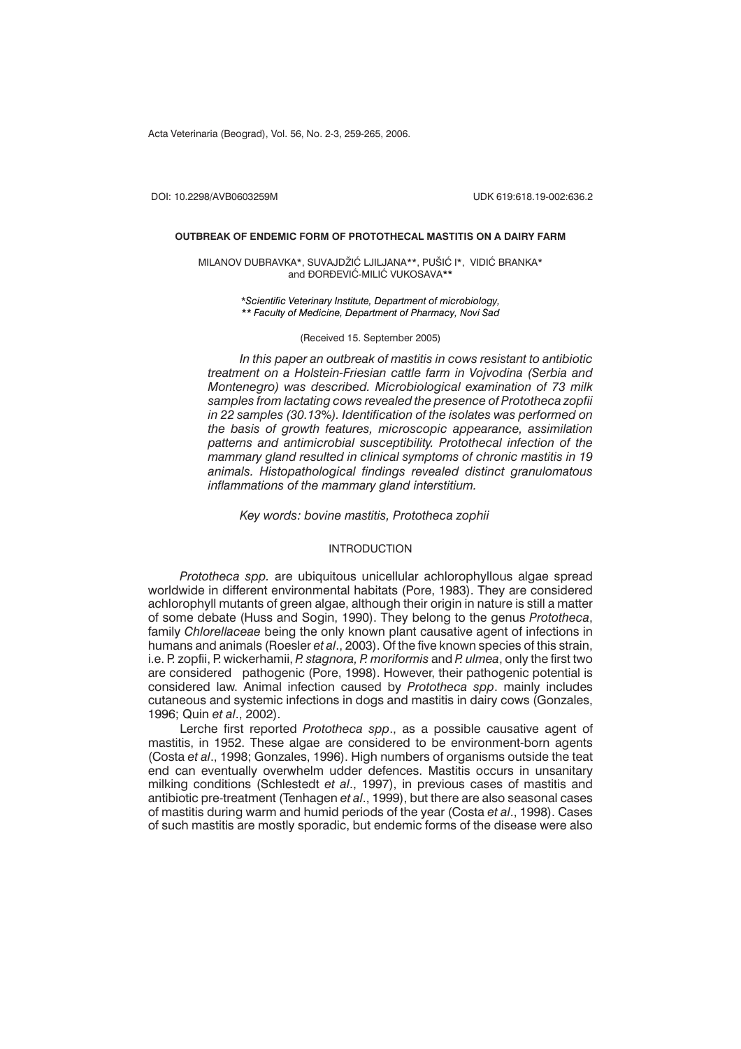Acta Veterinaria (Beograd), Vol. 56, No. 2-3, 259-265, 2006.

DOI: 10.2298/AVB0603259M UDK 619:618.19-002:636.2

# OUTBREAK OF ENDEMIC FORM OF PROTOTHECAL MASTITIS ON A DAIRY FARM

MILANOV DUBRAVKA*, SUVAJDŽIĆ LJILJANA**, PUŠIĆ I*, VIDIĆ BRANKA* and ĐORĐEVIĆ-MILIĆ VUKOSAVA**

*\*Scientific Veterinary Institute, Department of microbiology,*
*\*\* Faculty of Medicine, Department of Pharmacy, Novi Sad*

(Received 15. September 2005)

*In this paper an outbreak of mastitis in cows resistant to antibiotic treatment on a Holstein-Friesian cattle farm in Vojvodina (Serbia and Montenegro) was described. Microbiological examination of 73 milk samples from lactating cows revealed the presence of Prototheca zopfii in 22 samples (30.13%). Identification of the isolates was performed on the basis of growth features, microscopic appearance, assimilation patterns and antimicrobial susceptibility. Protothecal infection of the mammary gland resulted in clinical symptoms of chronic mastitis in 19 animals. Histopathological findings revealed distinct granulomatous inflammations of the mammary gland interstitium.*

*Key words: bovine mastitis, Prototheca zophii*

## INTRODUCTION

*Prototheca spp.* are ubiquitous unicellular achlorophyllous algae spread worldwide in different environmental habitats (Pore, 1983). They are considered achlorophyll mutants of green algae, although their origin in nature is still a matter of some debate (Huss and Sogin, 1990). They belong to the genus *Prototheca*, family *Chlorellaceae* being the only known plant causative agent of infections in humans and animals (Roesler *et al*., 2003). Of the five known species of this strain, i.e. P. zopfii, P. wickerhamii, *P. stagnora, P. moriformis* and *P. ulmea*, only the first two are considered pathogenic (Pore, 1998). However, their pathogenic potential is considered law. Animal infection caused by *Prototheca spp*. mainly includes cutaneous and systemic infections in dogs and mastitis in dairy cows (Gonzales, 1996; Quin *et al*., 2002).

Lerche first reported *Prototheca spp*., as a possible causative agent of mastitis, in 1952. These algae are considered to be environment-born agents (Costa *et al*., 1998; Gonzales, 1996). High numbers of organisms outside the teat end can eventually overwhelm udder defences. Mastitis occurs in unsanitary milking conditions (Schlestedt *et al*., 1997), in previous cases of mastitis and antibiotic pre-treatment (Tenhagen *et al*., 1999), but there are also seasonal cases of mastitis during warm and humid periods of the year (Costa *et al*., 1998). Cases of such mastitis are mostly sporadic, but endemic forms of the disease were also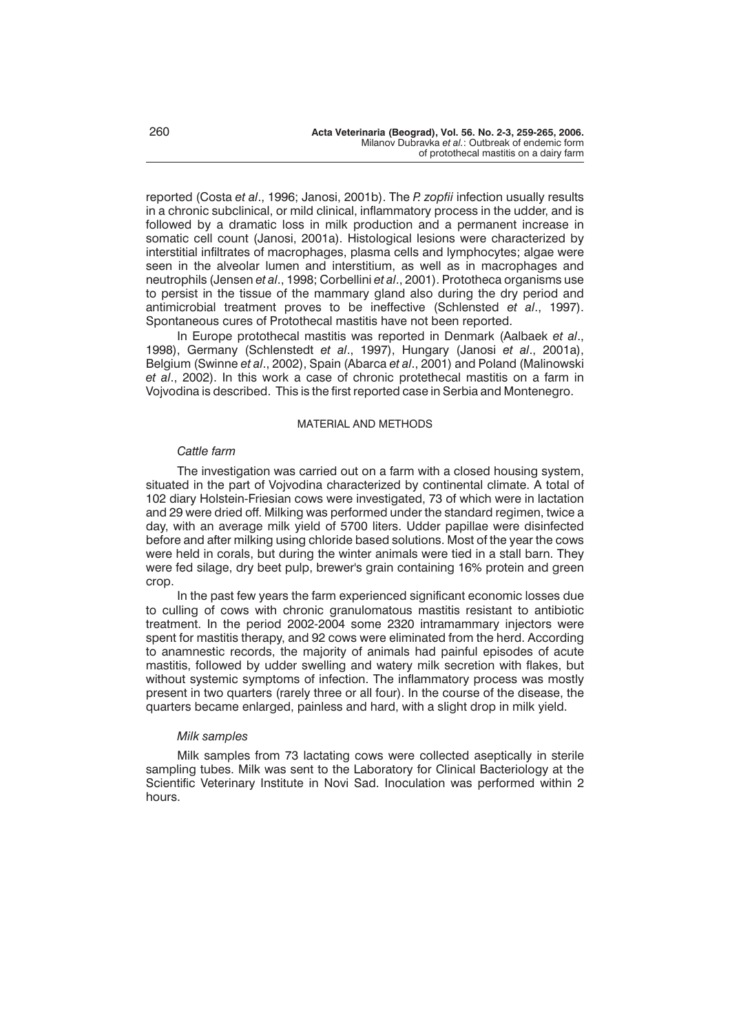reported (Costa *et al*., 1996; Janosi, 2001b). The *P. zopfii* infection usually results in a chronic subclinical, or mild clinical, inflammatory process in the udder, and is followed by a dramatic loss in milk production and a permanent increase in somatic cell count (Janosi, 2001a). Histological lesions were characterized by interstitial infiltrates of macrophages, plasma cells and lymphocytes; algae were seen in the alveolar lumen and interstitium, as well as in macrophages and neutrophils (Jensen *et al*., 1998; Corbellini *et al*., 2001). Prototheca organisms use to persist in the tissue of the mammary gland also during the dry period and antimicrobial treatment proves to be ineffective (Schlensted *et al*., 1997). Spontaneous cures of Protothecal mastitis have not been reported.

In Europe protothecal mastitis was reported in Denmark (Aalbaek *et al*., 1998), Germany (Schlenstedt *et al*., 1997), Hungary (Janosi *et al*., 2001a), Belgium (Swinne *et al*., 2002), Spain (Abarca *et al*., 2001) and Poland (Malinowski *et al*., 2002). In this work a case of chronic protethecal mastitis on a farm in Vojvodina is described. This is the first reported case in Serbia and Montenegro.

## MATERIAL AND METHODS

### *Cattle farm*

The investigation was carried out on a farm with a closed housing system, situated in the part of Vojvodina characterized by continental climate. A total of 102 diary Holstein-Friesian cows were investigated, 73 of which were in lactation and 29 were dried off. Milking was performed under the standard regimen, twice a day, with an average milk yield of 5700 liters. Udder papillae were disinfected before and after milking using chloride based solutions. Most of the year the cows were held in corals, but during the winter animals were tied in a stall barn. They were fed silage, dry beet pulp, brewer's grain containing 16% protein and green crop.

In the past few years the farm experienced significant economic losses due to culling of cows with chronic granulomatous mastitis resistant to antibiotic treatment. In the period 2002-2004 some 2320 intramammary injectors were spent for mastitis therapy, and 92 cows were eliminated from the herd. According to anamnestic records, the majority of animals had painful episodes of acute mastitis, followed by udder swelling and watery milk secretion with flakes, but without systemic symptoms of infection. The inflammatory process was mostly present in two quarters (rarely three or all four). In the course of the disease, the quarters became enlarged, painless and hard, with a slight drop in milk yield.

### *Milk samples*

Milk samples from 73 lactating cows were collected aseptically in sterile sampling tubes. Milk was sent to the Laboratory for Clinical Bacteriology at the Scientific Veterinary Institute in Novi Sad. Inoculation was performed within 2 hours.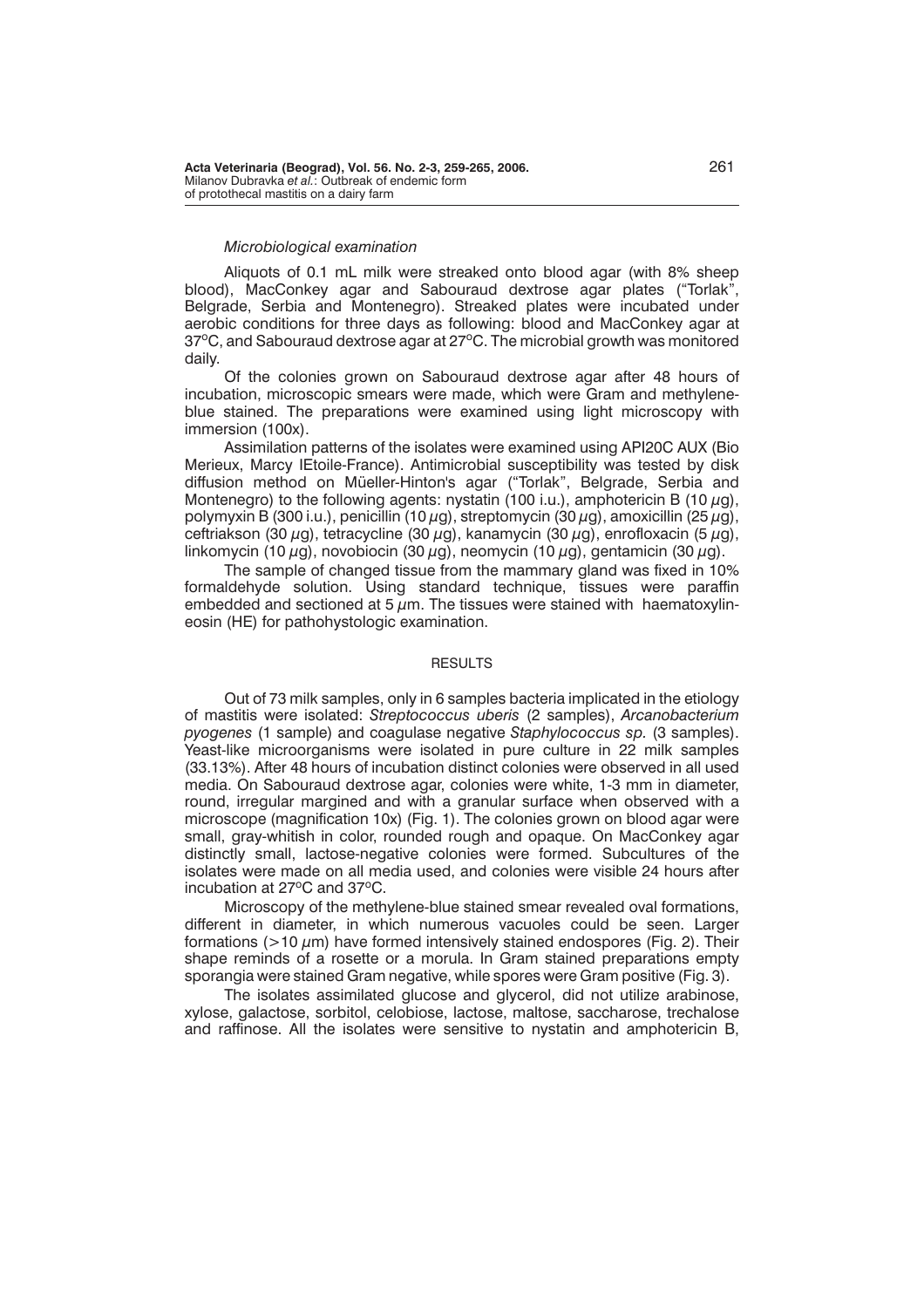### *Microbiological examination*

Aliquots of 0.1 mL milk were streaked onto blood agar (with 8% sheep blood), MacConkey agar and Sabouraud dextrose agar plates ("Torlak", Belgrade, Serbia and Montenegro). Streaked plates were incubated under aerobic conditions for three days as following: blood and MacConkey agar at 37°C, and Sabouraud dextrose agar at 27°C. The microbial growth was monitored daily.

Of the colonies grown on Sabouraud dextrose agar after 48 hours of incubation, microscopic smears were made, which were Gram and methylene-blue stained. The preparations were examined using light microscopy with immersion (100x).

Assimilation patterns of the isolates were examined using API20C AUX (Bio Merieux, Marcy lEtoile-France). Antimicrobial susceptibility was tested by disk diffusion method on Müeller-Hinton's agar ("Torlak", Belgrade, Serbia and Montenegro) to the following agents: nystatin (100 i.u.), amphotericin B (10 $\mu$g), polymyxin B (300 i.u.), penicillin (10 $\mu$g), streptomycin (30 $\mu$g), amoxicillin (25 $\mu$g), ceftriakson (30 $\mu$g), tetracycline (30 $\mu$g), kanamycin (30 $\mu$g), enrofloxacin (5 $\mu$g), linkomycin (10 $\mu$g), novobiocin (30 $\mu$g), neomycin (10 $\mu$g), gentamicin (30 $\mu$g).

The sample of changed tissue from the mammary gland was fixed in 10% formaldehyde solution. Using standard technique, tissues were paraffin embedded and sectioned at 5 $\mu$m. The tissues were stained with haematoxylin-eosin (HE) for pathohystologic examination.

## RESULTS

Out of 73 milk samples, only in 6 samples bacteria implicated in the etiology of mastitis were isolated: *Streptococcus uberis* (2 samples), *Arcanobacterium pyogenes* (1 sample) and coagulase negative *Staphylococcus sp.* (3 samples). Yeast-like microorganisms were isolated in pure culture in 22 milk samples (33.13%). After 48 hours of incubation distinct colonies were observed in all used media. On Sabouraud dextrose agar, colonies were white, 1-3 mm in diameter, round, irregular margined and with a granular surface when observed with a microscope (magnification 10x) (Fig. 1). The colonies grown on blood agar were small, gray-whitish in color, rounded rough and opaque. On MacConkey agar distinctly small, lactose-negative colonies were formed. Subcultures of the isolates were made on all media used, and colonies were visible 24 hours after incubation at 27°C and 37°C.

Microscopy of the methylene-blue stained smear revealed oval formations, different in diameter, in which numerous vacuoles could be seen. Larger formations (>10 $\mu$m) have formed intensively stained endospores (Fig. 2). Their shape reminds of a rosette or a morula. In Gram stained preparations empty sporangia were stained Gram negative, while spores were Gram positive (Fig. 3).

The isolates assimilated glucose and glycerol, did not utilize arabinose, xylose, galactose, sorbitol, celobiose, lactose, maltose, saccharose, trechalose and raffinose. All the isolates were sensitive to nystatin and amphotericin B,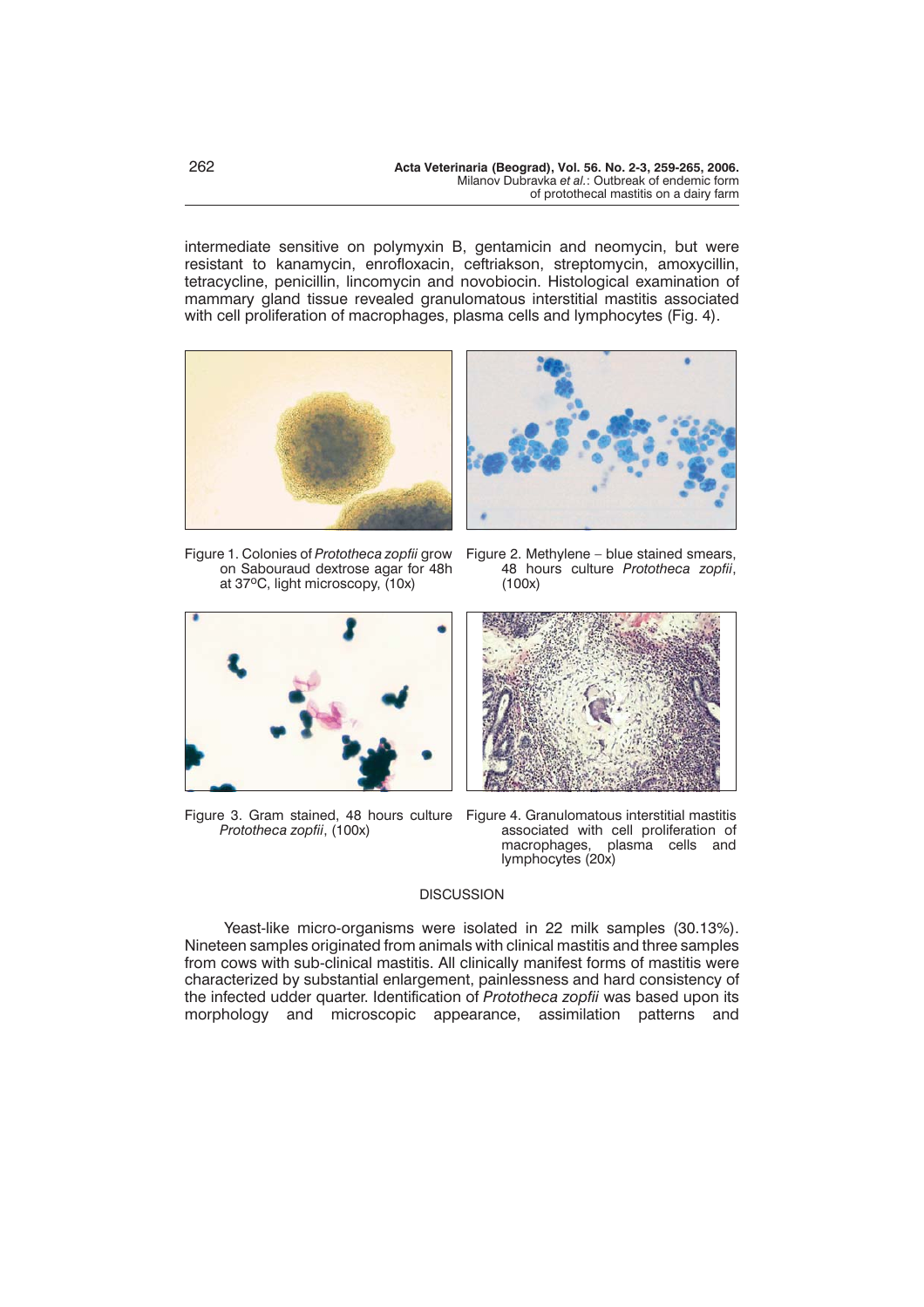intermediate sensitive on polymyxin B, gentamicin and neomycin, but were resistant to kanamycin, enrofloxacin, ceftriakson, streptomycin, amoxycillin, tetracycline, penicillin, lincomycin and novobiocin. Histological examination of mammary gland tissue revealed granulomatous interstitial mastitis associated with cell proliferation of macrophages, plasma cells and lymphocytes (Fig. 4).

Figure 1. Colonies of *Prototheca zopfii* grow on Sabouraud dextrose agar for 48h at 37$^{o}$C, light microscopy, (10x)

Figure 2. Methylene – blue stained smears, 48 hours culture *Prototheca zopfii*, (100x)

Figure 3. Gram stained, 48 hours culture *Prototheca zopfii*, (100x)

Figure 4. Granulomatous interstitial mastitis associated with cell proliferation of macrophages, plasma cells and lymphocytes (20x)

## DISCUSSION

Yeast-like micro-organisms were isolated in 22 milk samples (30.13%). Nineteen samples originated from animals with clinical mastitis and three samples from cows with sub-clinical mastitis. All clinically manifest forms of mastitis were characterized by substantial enlargement, painlessness and hard consistency of the infected udder quarter. Identification of *Prototheca zopfii* was based upon its morphology and microscopic appearance, assimilation patterns and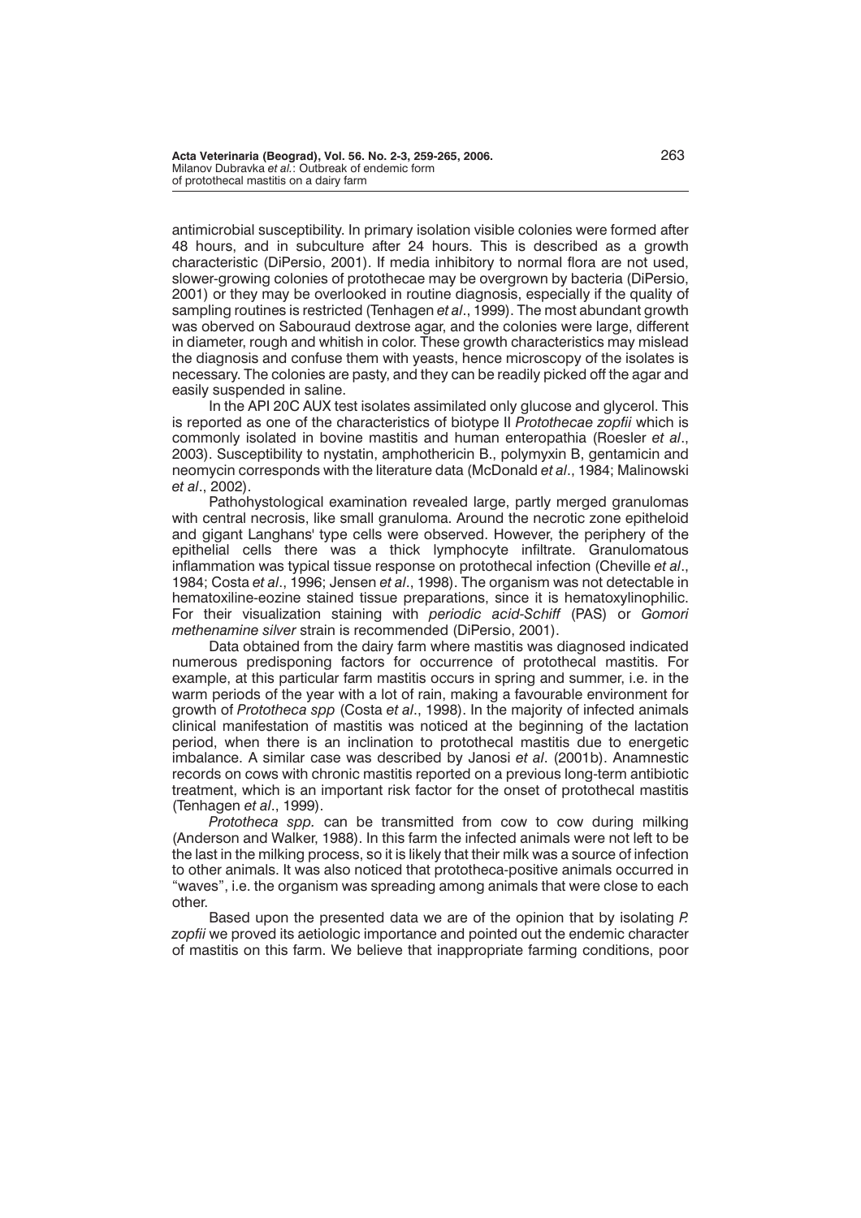antimicrobial susceptibility. In primary isolation visible colonies were formed after 48 hours, and in subculture after 24 hours. This is described as a growth characteristic (DiPersio, 2001). If media inhibitory to normal flora are not used, slower-growing colonies of protothecae may be overgrown by bacteria (DiPersio, 2001) or they may be overlooked in routine diagnosis, especially if the quality of sampling routines is restricted (Tenhagen *et al*., 1999). The most abundant growth was obeved on Sabouraud dextrose agar, and the colonies were large, different in diameter, rough and whitish in color. These growth characteristics may mislead the diagnosis and confuse them with yeasts, hence microscopy of the isolates is necessary. The colonies are pasty, and they can be readily picked off the agar and easily suspended in saline.

In the API 20C AUX test isolates assimilated only glucose and glycerol. This is reported as one of the characteristics of biotype II *Protothecae zopfii* which is commonly isolated in bovine mastitis and human enteropathia (Roesler *et al*., 2003). Susceptibility to nystatin, amphothericin B., polymyxin B, gentamicin and neomycin corresponds with the literature data (McDonald *et al*., 1984; Malinowski *et al*., 2002).

Pathohystological examination revealed large, partly merged granulomas with central necrosis, like small granuloma. Around the necrotic zone epitheloid and gigant Langhans' type cells were observed. However, the periphery of the epithelial cells there was a thick lymphocyte infiltrate. Granulomatous inflammation was typical tissue response on protothecal infection (Cheville *et al*., 1984; Costa *et al*., 1996; Jensen *et al*., 1998). The organism was not detectable in hematoxiline-eozine stained tissue preparations, since it is hematoxylinophilic. For their visualization staining with *periodic acid-Schiff* (PAS) or *Gomori methenamine silver* strain is recommended (DiPersio, 2001).

Data obtained from the dairy farm where mastitis was diagnosed indicated numerous predisponing factors for occurrence of protothecal mastitis. For example, at this particular farm mastitis occurs in spring and summer, i.e. in the warm periods of the year with a lot of rain, making a favourable environment for growth of *Prototheca spp* (Costa *et al*., 1998). In the majority of infected animals clinical manifestation of mastitis was noticed at the beginning of the lactation period, when there is an inclination to protothecal mastitis due to energetic imbalance. A similar case was described by Janosi *et al*. (2001b). Anamnestic records on cows with chronic mastitis reported on a previous long-term antibiotic treatment, which is an important risk factor for the onset of protothecal mastitis (Tenhagen *et al*., 1999).

*Prototheca spp.* can be transmitted from cow to cow during milking (Anderson and Walker, 1988). In this farm the infected animals were not left to be the last in the milking process, so it is likely that their milk was a source of infection to other animals. It was also noticed that prototheca-positive animals occurred in "waves", i.e. the organism was spreading among animals that were close to each other.

Based upon the presented data we are of the opinion that by isolating *P. zopfii* we proved its aetiologic importance and pointed out the endemic character of mastitis on this farm. We believe that inappropriate farming conditions, poor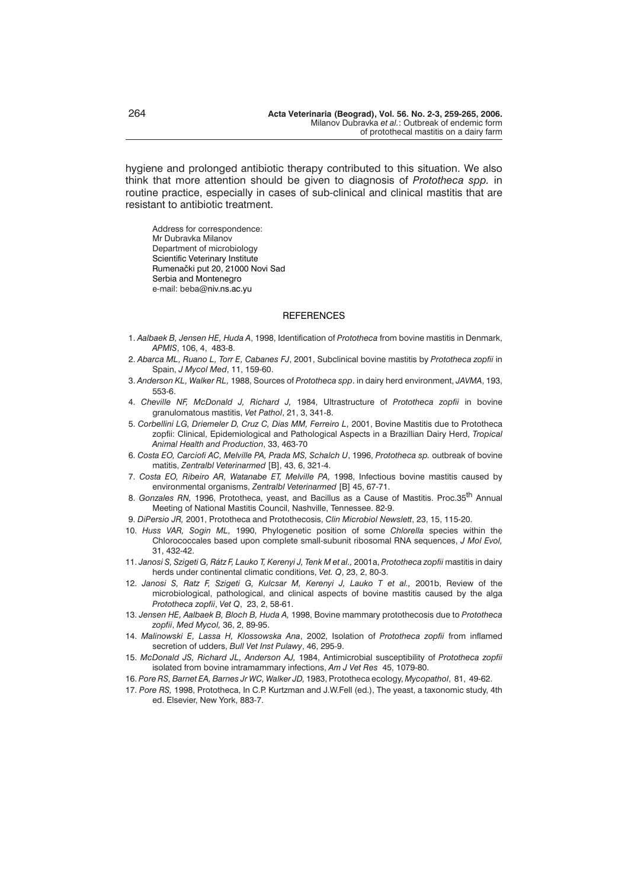hygiene and prolonged antibiotic therapy contributed to this situation. We also think that more attention should be given to diagnosis of *Prototheca spp.* in routine practice, especially in cases of sub-clinical and clinical mastitis that are resistant to antibiotic treatment.

Address for correspondence:
Mr Dubravka Milanov
Department of microbiology
Scientific Veterinary Institute
Rumenački put 20, 21000 Novi Sad
Serbia and Montenegro
e-mail: beba@niv.ns.ac.yu

## REFERENCES

1. *Aalbaek B, Jensen HE, Huda A*, 1998, Identification of *Prototheca* from bovine mastitis in Denmark, *APMIS*, 106, 4, 483-8.
2. *Abarca ML, Ruano L, Torr E, Cabanes FJ*, 2001, Subclinical bovine mastitis by *Prototheca zopfii* in Spain, *J Mycol Med*, 11, 159-60.
3. *Anderson KL, Walker RL,* 1988, Sources of *Prototheca spp*. in dairy herd environment, *JAVMA*, 193, 553-6.
4. *Cheville NF, McDonald J, Richard J,* 1984, Ultrastructure of *Prototheca zopfii* in bovine granulomatous mastitis, *Vet Pathol*, 21, 3, 341-8.
5. *Corbellini LG, Driemeler D, Cruz C, Dias MM, Ferreiro L,* 2001, Bovine Mastitis due to Prototheca zopfii: Clinical, Epidemiological and Pathological Aspects in a Brazillian Dairy Herd, *Tropical Animal Health and Production*, 33, 463-70
6. *Costa EO, Carciofi AC, Melville PA, Prada MS, Schalch U*, 1996, *Prototheca sp.* outbreak of bovine matitis, *Zentralbl Veterinarmed* [B], 43, 6, 321-4.
7. *Costa EO, Ribeiro AR, Watanabe ET, Melville PA,* 1998, Infectious bovine mastitis caused by environmental organisms, *Zentralbl Veterinarmed* [B] 45, 67-71.
8. *Gonzales RN,* 1996, Prototheca, yeast, and Bacillus as a Cause of Mastitis. Proc.35$^{th}$ Annual Meeting of National Mastitis Council, Nashville, Tennessee. 82-9.
9. *DiPersio JR,* 2001, Prototheca and Protothecosis, *Clin Microbiol Newslett*, 23, 15, 115-20.
10. *Huss VAR, Sogin ML,* 1990, Phylogenetic position of some *Chlorella* species within the Chlorococcales based upon complete small-subunit ribosomal RNA sequences, *J Mol Evol,* 31, 432-42.
11. *Janosi S, Szigeti G, Rátz F, Lauko T, Kerenyi J, Tenk M et al.,* 2001a, *Prototheca zopfii* mastitis in dairy herds under continental climatic conditions, *Vet. Q*, 23, 2, 80-3.
12. *Janosi S, Ratz F, Szigeti G, Kulcsar M, Kerenyi J, Lauko T et al.,* 2001b, Review of the microbiological, pathological, and clinical aspects of bovine mastitis caused by the alga *Prototheca zopfii*, *Vet Q*, 23, 2, 58-61.
13. *Jensen HE, Aalbaek B, Bloch B, Huda A,* 1998, Bovine mammary protothecosis due to *Prototheca zopfii*, *Med Mycol,* 36, 2, 89-95.
14. *Malinowski E, Lassa H, Klossowska Ana*, 2002, Isolation of *Prototheca zopfii* from inflamed secretion of udders, *Bull Vet Inst Pulawy*, 46, 295-9.
15. *McDonald JS, Richard JL, Anderson AJ,* 1984, Antimicrobial susceptibility of *Prototheca zopfii* isolated from bovine intramammary infections, *Am J Vet Res* 45, 1079-80.
16. *Pore RS, Barnet EA, Barnes Jr WC, Walker JD,* 1983, Prototheca ecology, *Mycopathol*, 81, 49-62.
17. *Pore RS,* 1998, Prototheca, In C.P. Kurtzman and J.W.Fell (ed.), The yeast, a taxonomic study, 4th ed. Elsevier, New York, 883-7.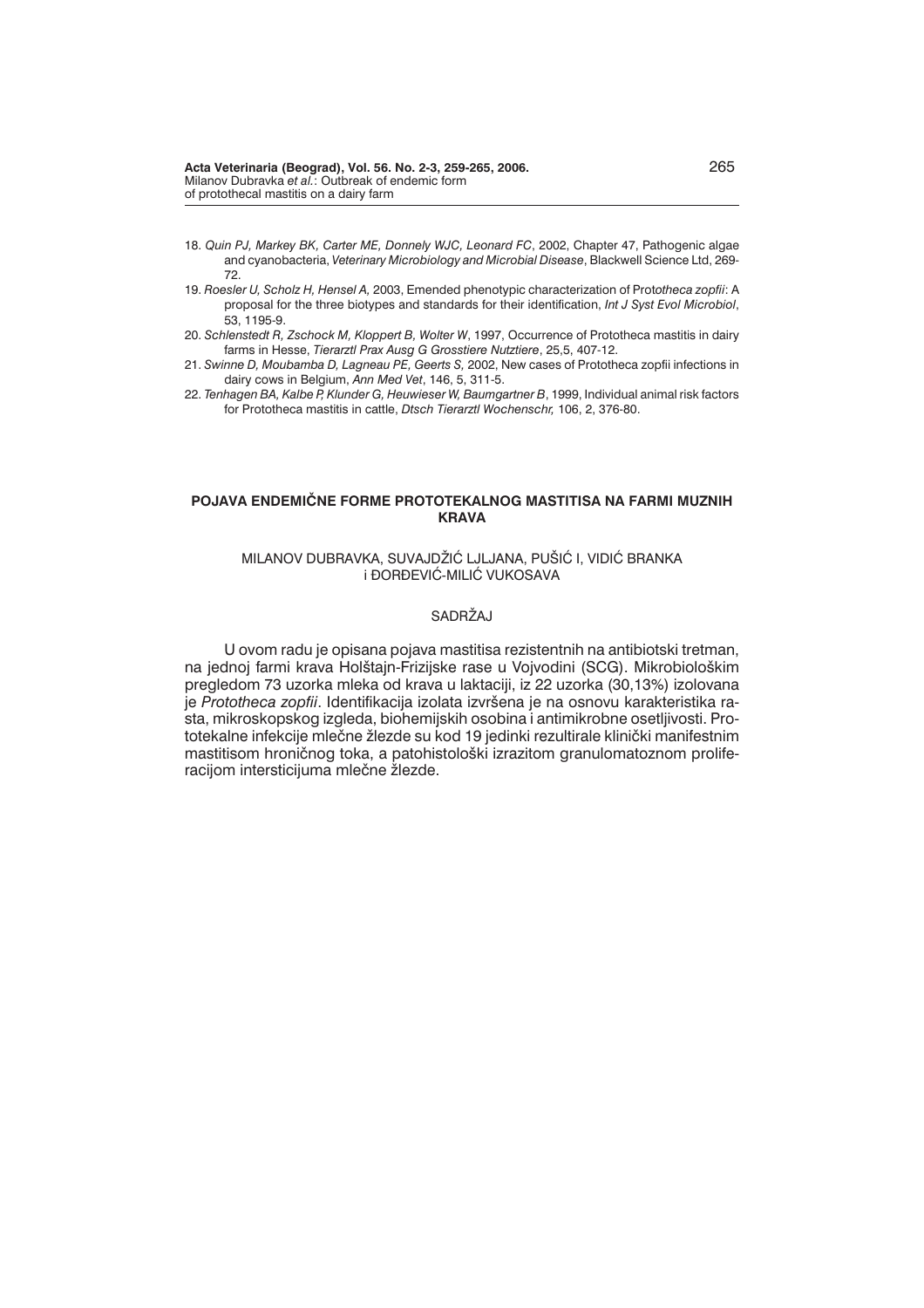18. *Quin PJ, Markey BK, Carter ME, Donnely WJC, Leonard FC*, 2002, Chapter 47, Pathogenic algae and cyanobacteria, *Veterinary Microbiology and Microbial Disease*, Blackwell Science Ltd, 269-72.
19. *Roesler U, Scholz H, Hensel A,* 2003, Emended phenotypic characterization of *Prototheca zopfii*: A proposal for the three biotypes and standards for their identification, *Int J Syst Evol Microbiol*, 53, 1195-9.
20. *Schlenstedt R, Zschock M, Kloppert B, Wolter W*, 1997, Occurrence of Prototheca mastitis in dairy farms in Hesse, *Tierarztl Prax Ausg G Grosstiere Nutztiere*, 25,5, 407-12.
21. *Swinne D, Moubamba D, Lagneau PE, Geerts S,* 2002, New cases of Prototheca zopfii infections in dairy cows in Belgium, *Ann Med Vet*, 146, 5, 311-5.
22. *Tenhagen BA, Kalbe P, Klunder G, Heuwieser W, Baumgartner B*, 1999, Individual animal risk factors for Prototheca mastitis in cattle, *Dtsch Tierarztl Wochenschr,* 106, 2, 376-80.

## POJAVA ENDEMIČNE FORME PROTOTEKALNOG MASTITISA NA FARMI MUZNIH KRAVA

MILANOV DUBRAVKA, SUVAJDŽIĆ LJLJANA, PUŠIĆ I, VIDIĆ BRANKA i ĐORĐEVIĆ-MILIĆ VUKOSAVA

### SADRŽAJ

U ovom radu je opisana pojava mastitisa rezistentnih na antibiotski tretman, na jednoj farmi krava Holštajn-Frizijske rase u Vojvodini (SCG). Mikrobiološkim pregledom 73 uzorka mleka od krava u laktaciji, iz 22 uzorka (30,13%) izolovana je *Prototheca zopfii*. Identifikacija izolata izvršena je na osnovu karakteristika rasta, mikroskopskog izgleda, biohemijskih osobina i antimikrobne osetljivosti. Prototekalne infekcije mlečne žlezde su kod 19 jedinki rezultirale klinički manifestnim mastitisom hroničnog toka, a patohistološki izrazitom granulomatoznom proliferacijom intersticijuma mlečne žlezde.